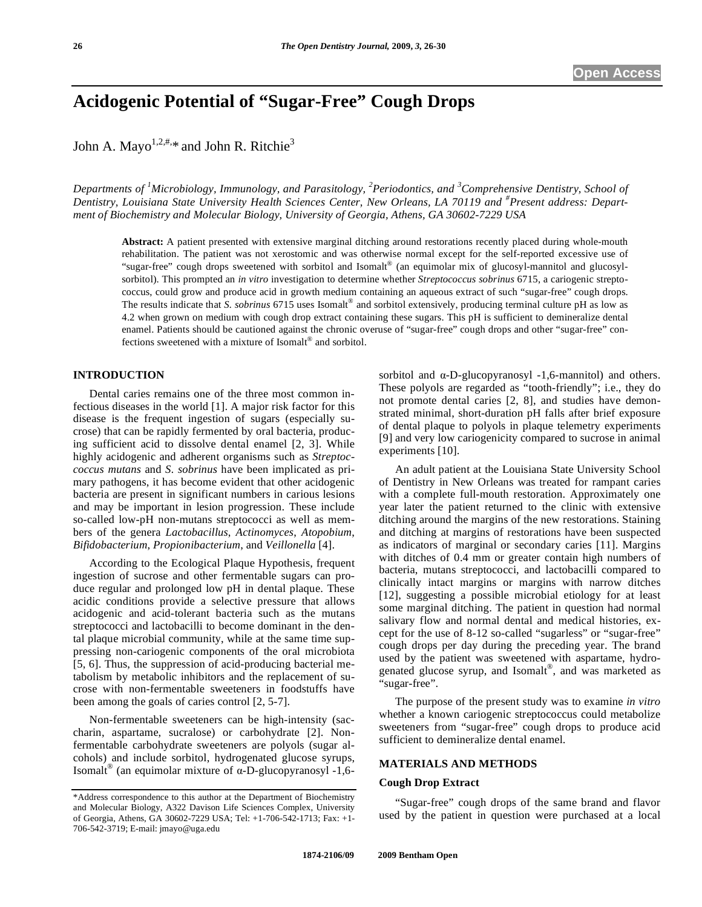Open Access

# Acidogenic Potential of "Sugar-Free" Cough Drops

John A. Mayo[1,2,#,*] and John R. Ritchie[3]

*Departments of [1]Microbiology, Immunology, and Parasitology, [2]Periodontics, and [3]Comprehensive Dentistry, School of Dentistry, Louisiana State University Health Sciences Center, New Orleans, LA 70119 and [#]Present address: Department of Biochemistry and Molecular Biology, University of Georgia, Athens, GA 30602-7229 USA*

**Abstract:** A patient presented with extensive marginal ditching around restorations recently placed during whole-mouth rehabilitation. The patient was not xerostomic and was otherwise normal except for the self-reported excessive use of "sugar-free" cough drops sweetened with sorbitol and Isomalt® (an equimolar mix of glucosyl-mannitol and glucosyl-sorbitol). This prompted an *in vitro* investigation to determine whether *Streptococcus sobrinus* 6715, a cariogenic streptococcus, could grow and produce acid in growth medium containing an aqueous extract of such "sugar-free" cough drops. The results indicate that *S. sobrinus* 6715 uses Isomalt® and sorbitol extensively, producing terminal culture pH as low as 4.2 when grown on medium with cough drop extract containing these sugars. This pH is sufficient to demineralize dental enamel. Patients should be cautioned against the chronic overuse of "sugar-free" cough drops and other "sugar-free" confections sweetened with a mixture of Isomalt® and sorbitol.

## INTRODUCTION

Dental caries remains one of the three most common infectious diseases in the world [1]. A major risk factor for this disease is the frequent ingestion of sugars (especially sucrose) that can be rapidly fermented by oral bacteria, producing sufficient acid to dissolve dental enamel [2, 3]. While highly acidogenic and adherent organisms such as *Streptoccoccus mutans* and *S. sobrinus* have been implicated as primary pathogens, it has become evident that other acidogenic bacteria are present in significant numbers in carious lesions and may be important in lesion progression. These include so-called low-pH non-mutans streptococci as well as members of the genera *Lactobacillus*, *Actinomyces*, *Atopobium*, *Bifidobacterium*, *Propionibacterium*, and *Veillonella* [4].

According to the Ecological Plaque Hypothesis, frequent ingestion of sucrose and other fermentable sugars can produce regular and prolonged low pH in dental plaque. These acidic conditions provide a selective pressure that allows acidogenic and acid-tolerant bacteria such as the mutans streptococci and lactobacilli to become dominant in the dental plaque microbial community, while at the same time suppressing non-cariogenic components of the oral microbiota [5, 6]. Thus, the suppression of acid-producing bacterial metabolism by metabolic inhibitors and the replacement of sucrose with non-fermentable sweeteners in foodstuffs have been among the goals of caries control [2, 5-7].

Non-fermentable sweeteners can be high-intensity (saccharin, aspartame, sucralose) or carbohydrate [2]. Non-fermentable carbohydrate sweeteners are polyols (sugar alcohols) and include sorbitol, hydrogenated glucose syrups, Isomalt® (an equimolar mixture of α-D-glucopyranosyl -1,6-sorbitol and α-D-glucopyranosyl -1,6-mannitol) and others. These polyols are regarded as "tooth-friendly"; i.e., they do not promote dental caries [2, 8], and studies have demonstrated minimal, short-duration pH falls after brief exposure of dental plaque to polyols in plaque telemetry experiments [9] and very low cariogenicity compared to sucrose in animal experiments [10].

An adult patient at the Louisiana State University School of Dentistry in New Orleans was treated for rampant caries with a complete full-mouth restoration. Approximately one year later the patient returned to the clinic with extensive ditching around the margins of the new restorations. Staining and ditching at margins of restorations have been suspected as indicators of marginal or secondary caries [11]. Margins with ditches of 0.4 mm or greater contain high numbers of bacteria, mutans streptococci, and lactobacilli compared to clinically intact margins or margins with narrow ditches [12], suggesting a possible microbial etiology for at least some marginal ditching. The patient in question had normal salivary flow and normal dental and medical histories, except for the use of 8-12 so-called "sugarless" or "sugar-free" cough drops per day during the preceding year. The brand used by the patient was sweetened with aspartame, hydrogenated glucose syrup, and Isomalt®, and was marketed as "sugar-free".

The purpose of the present study was to examine *in vitro* whether a known cariogenic streptococcus could metabolize sweeteners from "sugar-free" cough drops to produce acid sufficient to demineralize dental enamel.

## MATERIALS AND METHODS

### Cough Drop Extract

"Sugar-free" cough drops of the same brand and flavor used by the patient in question were purchased at a local

*Address correspondence to this author at the Department of Biochemistry and Molecular Biology, A322 Davison Life Sciences Complex, University of Georgia, Athens, GA 30602-7229 USA; Tel: +1-706-542-1713; Fax: +1-706-542-3719; E-mail: jmayo@uga.edu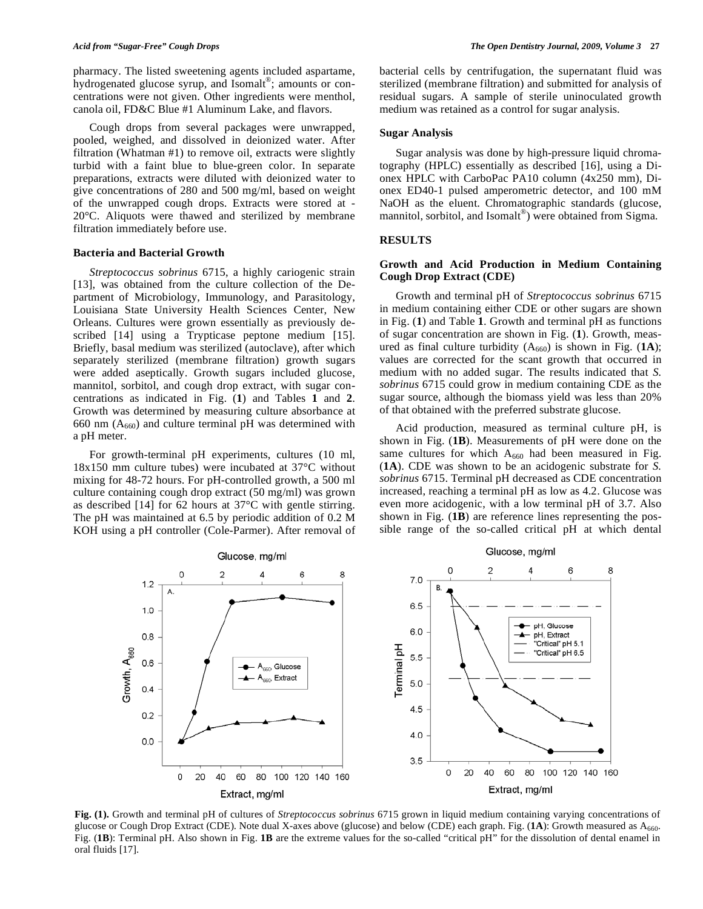pharmacy. The listed sweetening agents included aspartame, hydrogenated glucose syrup, and Isomalt®; amounts or concentrations were not given. Other ingredients were menthol, canola oil, FD&C Blue #1 Aluminum Lake, and flavors.

Cough drops from several packages were unwrapped, pooled, weighed, and dissolved in deionized water. After filtration (Whatman #1) to remove oil, extracts were slightly turbid with a faint blue to blue-green color. In separate preparations, extracts were diluted with deionized water to give concentrations of 280 and 500 mg/ml, based on weight of the unwrapped cough drops. Extracts were stored at -20°C. Aliquots were thawed and sterilized by membrane filtration immediately before use.

### Bacteria and Bacterial Growth

*Streptococcus sobrinus* 6715, a highly cariogenic strain [13], was obtained from the culture collection of the Department of Microbiology, Immunology, and Parasitology, Louisiana State University Health Sciences Center, New Orleans. Cultures were grown essentially as previously described [14] using a Trypticase peptone medium [15]. Briefly, basal medium was sterilized (autoclave), after which separately sterilized (membrane filtration) growth sugars were added aseptically. Growth sugars included glucose, mannitol, sorbitol, and cough drop extract, with sugar concentrations as indicated in Fig. (**1**) and Tables **1** and **2**. Growth was determined by measuring culture absorbance at 660 nm ($A_{660}$) and culture terminal pH was determined with a pH meter.

For growth-terminal pH experiments, cultures (10 ml, 18x150 mm culture tubes) were incubated at 37°C without mixing for 48-72 hours. For pH-controlled growth, a 500 ml culture containing cough drop extract (50 mg/ml) was grown as described [14] for 62 hours at 37°C with gentle stirring. The pH was maintained at 6.5 by periodic addition of 0.2 M KOH using a pH controller (Cole-Parmer). After removal of bacterial cells by centrifugation, the supernatant fluid was sterilized (membrane filtration) and submitted for analysis of residual sugars. A sample of sterile uninoculated growth medium was retained as a control for sugar analysis.

### Sugar Analysis

Sugar analysis was done by high-pressure liquid chromatography (HPLC) essentially as described [16], using a Dionex HPLC with CarboPac PA10 column (4x250 mm), Dionex ED40-1 pulsed amperometric detector, and 100 mM NaOH as the eluent. Chromatographic standards (glucose, mannitol, sorbitol, and Isomalt®) were obtained from Sigma.

## RESULTS

### Growth and Acid Production in Medium Containing Cough Drop Extract (CDE)

Growth and terminal pH of *Streptococcus sobrinus* 6715 in medium containing either CDE or other sugars are shown in Fig. (**1**) and Table **1**. Growth and terminal pH as functions of sugar concentration are shown in Fig. (**1**). Growth, measured as final culture turbidity ($A_{660}$) is shown in Fig. (**1A**); values are corrected for the scant growth that occurred in medium with no added sugar. The results indicated that *S. sobrinus* 6715 could grow in medium containing CDE as the sugar source, although the biomass yield was less than 20% of that obtained with the preferred substrate glucose.

Acid production, measured as terminal culture pH, is shown in Fig. (**1B**). Measurements of pH were done on the same cultures for which $A_{660}$ had been measured in Fig. (**1A**). CDE was shown to be an acidogenic substrate for *S. sobrinus* 6715. Terminal pH decreased as CDE concentration increased, reaching a terminal pH as low as 4.2. Glucose was even more acidogenic, with a low terminal pH of 3.7. Also shown in Fig. (**1B**) are reference lines representing the possible range of the so-called critical pH at which dental

**Fig. (1).** Growth and terminal pH of cultures of *Streptococcus sobrinus* 6715 grown in liquid medium containing varying concentrations of glucose or Cough Drop Extract (CDE). Note dual X-axes above (glucose) and below (CDE) each graph. Fig. (**1A**): Growth measured as $A_{660}$. Fig. (**1B**): Terminal pH. Also shown in Fig. **1B** are the extreme values for the so-called "critical pH" for the dissolution of dental enamel in oral fluids [17].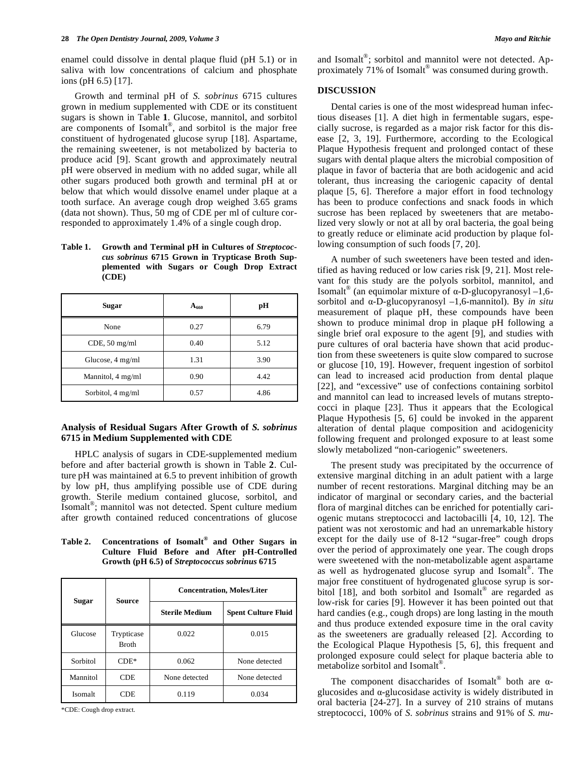enamel could dissolve in dental plaque fluid (pH 5.1) or in saliva with low concentrations of calcium and phosphate ions (pH 6.5) [17].

Growth and terminal pH of *S. sobrinus* 6715 cultures grown in medium supplemented with CDE or its constituent sugars is shown in Table **1**. Glucose, mannitol, and sorbitol are components of Isomalt®, and sorbitol is the major free constituent of hydrogenated glucose syrup [18]. Aspartame, the remaining sweetener, is not metabolized by bacteria to produce acid [9]. Scant growth and approximately neutral pH were observed in medium with no added sugar, while all other sugars produced both growth and terminal pH at or below that which would dissolve enamel under plaque at a tooth surface. An average cough drop weighed 3.65 grams (data not shown). Thus, 50 mg of CDE per ml of culture corresponded to approximately 1.4% of a single cough drop.

**Table 1. Growth and Terminal pH in Cultures of *Streptococcus sobrinus* 6715 Grown in Trypticase Broth Supplemented with Sugars or Cough Drop Extract (CDE)**

| Sugar | $A_{660}$ | pH |
|---|---|---|
| None | 0.27 | 6.79 |
| CDE, 50 mg/ml | 0.40 | 5.12 |
| Glucose, 4 mg/ml | 1.31 | 3.90 |
| Mannitol, 4 mg/ml | 0.90 | 4.42 |
| Sorbitol, 4 mg/ml | 0.57 | 4.86 |

### Analysis of Residual Sugars After Growth of *S. sobrinus* 6715 in Medium Supplemented with CDE

HPLC analysis of sugars in CDE-supplemented medium before and after bacterial growth is shown in Table **2**. Culture pH was maintained at 6.5 to prevent inhibition of growth by low pH, thus amplifying possible use of CDE during growth. Sterile medium contained glucose, sorbitol, and Isomalt®; mannitol was not detected. Spent culture medium after growth contained reduced concentrations of glucose and Isomalt®; sorbitol and mannitol were not detected. Approximately 71% of Isomalt® was consumed during growth.

**Table 2. Concentrations of Isomalt® and Other Sugars in Culture Fluid Before and After pH-Controlled Growth (pH 6.5) of *Streptococcus sobrinus* 6715**

| Sugar | Source | Concentration, Moles/Liter | |
|---|---|---|---|
| | | Sterile Medium | Spent Culture Fluid |
| Glucose | Trypticase Broth | 0.022 | 0.015 |
| Sorbitol | CDE* | 0.062 | None detected |
| Mannitol | CDE | None detected | None detected |
| Isomalt | CDE | 0.119 | 0.034 |

*CDE: Cough drop extract.

## DISCUSSION

Dental caries is one of the most widespread human infectious diseases [1]. A diet high in fermentable sugars, especially sucrose, is regarded as a major risk factor for this disease [2, 3, 19]. Furthermore, according to the Ecological Plaque Hypothesis frequent and prolonged contact of these sugars with dental plaque alters the microbial composition of plaque in favor of bacteria that are both acidogenic and acid tolerant, thus increasing the cariogenic capacity of dental plaque [5, 6]. Therefore a major effort in food technology has been to produce confections and snack foods in which sucrose has been replaced by sweeteners that are metabolized very slowly or not at all by oral bacteria, the goal being to greatly reduce or eliminate acid production by plaque following consumption of such foods [7, 20].

A number of such sweeteners have been tested and identified as having reduced or low caries risk [9, 21]. Most relevant for this study are the polyols sorbitol, mannitol, and Isomalt® (an equimolar mixture of α-D-glucopyranosyl –1,6-sorbitol and α-D-glucopyranosyl –1,6-mannitol). By *in situ* measurement of plaque pH, these compounds have been shown to produce minimal drop in plaque pH following a single brief oral exposure to the agent [9], and studies with pure cultures of oral bacteria have shown that acid production from these sweeteners is quite slow compared to sucrose or glucose [10, 19]. However, frequent ingestion of sorbitol can lead to increased acid production from dental plaque [22], and "excessive" use of confections containing sorbitol and mannitol can lead to increased levels of mutans streptococci in plaque [23]. Thus it appears that the Ecological Plaque Hypothesis [5, 6] could be invoked in the apparent alteration of dental plaque composition and acidogenicity following frequent and prolonged exposure to at least some slowly metabolized "non-cariogenic" sweeteners.

The present study was precipitated by the occurrence of extensive marginal ditching in an adult patient with a large number of recent restorations. Marginal ditching may be an indicator of marginal or secondary caries, and the bacterial flora of marginal ditches can be enriched for potentially cariogenic mutans streptococci and lactobacilli [4, 10, 12]. The patient was not xerostomic and had an unremarkable history except for the daily use of 8-12 "sugar-free" cough drops over the period of approximately one year. The cough drops were sweetened with the non-metabolizable agent aspartame as well as hydrogenated glucose syrup and Isomalt®. The major free constituent of hydrogenated glucose syrup is sorbitol [18], and both sorbitol and Isomalt® are regarded as low-risk for caries [9]. However it has been pointed out that hard candies (e.g., cough drops) are long lasting in the mouth and thus produce extended exposure time in the oral cavity as the sweeteners are gradually released [2]. According to the Ecological Plaque Hypothesis [5, 6], this frequent and prolonged exposure could select for plaque bacteria able to metabolize sorbitol and Isomalt®.

The component disaccharides of Isomalt® both are α-glucosides and α-glucosidase activity is widely distributed in oral bacteria [24-27]. In a survey of 210 strains of mutans streptococci, 100% of *S. sobrinus* strains and 91% of *S. mu-*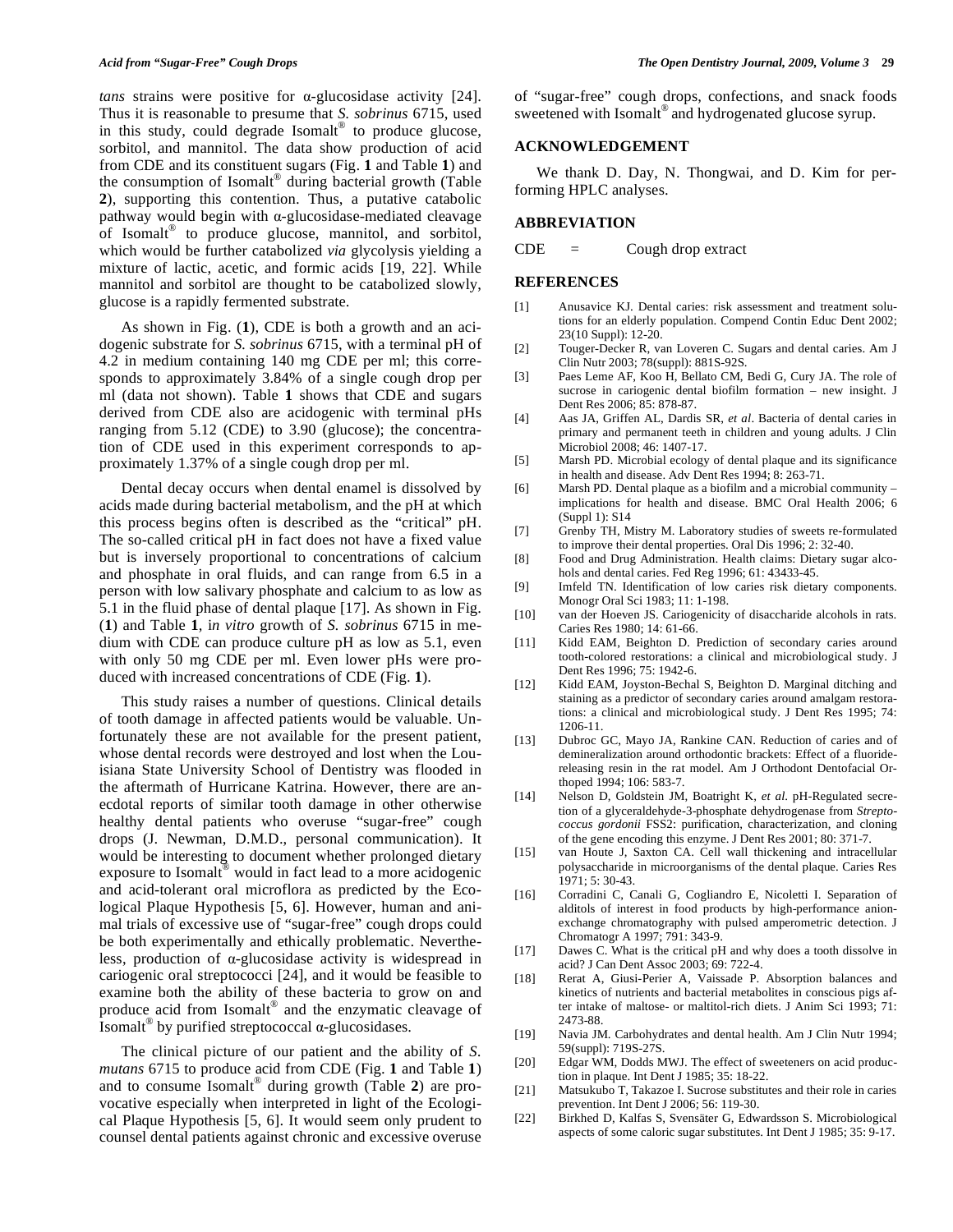*tans* strains were positive for α-glucosidase activity [24]. Thus it is reasonable to presume that *S. sobrinus* 6715, used in this study, could degrade Isomalt® to produce glucose, sorbitol, and mannitol. The data show production of acid from CDE and its constituent sugars (Fig. **1** and Table **1**) and the consumption of Isomalt® during bacterial growth (Table **2**), supporting this contention. Thus, a putative catabolic pathway would begin with α-glucosidase-mediated cleavage of Isomalt® to produce glucose, mannitol, and sorbitol, which would be further catabolized *via* glycolysis yielding a mixture of lactic, acetic, and formic acids [19, 22]. While mannitol and sorbitol are thought to be catabolized slowly, glucose is a rapidly fermented substrate.

As shown in Fig. (**1**), CDE is both a growth and an acidogenic substrate for *S. sobrinus* 6715, with a terminal pH of 4.2 in medium containing 140 mg CDE per ml; this corresponds to approximately 3.84% of a single cough drop per ml (data not shown). Table **1** shows that CDE and sugars derived from CDE also are acidogenic with terminal pHs ranging from 5.12 (CDE) to 3.90 (glucose); the concentration of CDE used in this experiment corresponds to approximately 1.37% of a single cough drop per ml.

Dental decay occurs when dental enamel is dissolved by acids made during bacterial metabolism, and the pH at which this process begins often is described as the "critical" pH. The so-called critical pH in fact does not have a fixed value but is inversely proportional to concentrations of calcium and phosphate in oral fluids, and can range from 6.5 in a person with low salivary phosphate and calcium to as low as 5.1 in the fluid phase of dental plaque [17]. As shown in Fig. (**1**) and Table **1**, i*n vitro* growth of *S. sobrinus* 6715 in medium with CDE can produce culture pH as low as 5.1, even with only 50 mg CDE per ml. Even lower pHs were produced with increased concentrations of CDE (Fig. **1**).

This study raises a number of questions. Clinical details of tooth damage in affected patients would be valuable. Unfortunately these are not available for the present patient, whose dental records were destroyed and lost when the Louisiana State University School of Dentistry was flooded in the aftermath of Hurricane Katrina. However, there are anecdotal reports of similar tooth damage in other otherwise healthy dental patients who overuse "sugar-free" cough drops (J. Newman, D.M.D., personal communication). It would be interesting to document whether prolonged dietary exposure to Isomalt® would in fact lead to a more acidogenic and acid-tolerant oral microflora as predicted by the Ecological Plaque Hypothesis [5, 6]. However, human and animal trials of excessive use of "sugar-free" cough drops could be both experimentally and ethically problematic. Nevertheless, production of α-glucosidase activity is widespread in cariogenic oral streptococci [24], and it would be feasible to examine both the ability of these bacteria to grow on and produce acid from Isomalt® and the enzymatic cleavage of Isomalt® by purified streptococcal α-glucosidases.

The clinical picture of our patient and the ability of *S. mutans* 6715 to produce acid from CDE (Fig. **1** and Table **1**) and to consume Isomalt® during growth (Table **2**) are provocative especially when interpreted in light of the Ecological Plaque Hypothesis [5, 6]. It would seem only prudent to counsel dental patients against chronic and excessive overuse of "sugar-free" cough drops, confections, and snack foods sweetened with Isomalt® and hydrogenated glucose syrup.

## ACKNOWLEDGEMENT

We thank D. Day, N. Thongwai, and D. Kim for performing HPLC analyses.

## ABBREVIATION

CDE = Cough drop extract

## REFERENCES

[1] Anusavice KJ. Dental caries: risk assessment and treatment solutions for an elderly population. Compend Contin Educ Dent 2002; 23(10 Suppl): 12-20.

[2] Touger-Decker R, van Loveren C. Sugars and dental caries. Am J Clin Nutr 2003; 78(suppl): 881S-92S.

[3] Paes Leme AF, Koo H, Bellato CM, Bedi G, Cury JA. The role of sucrose in cariogenic dental biofilm formation – new insight. J Dent Res 2006; 85: 878-87.

[4] Aas JA, Griffen AL, Dardis SR, *et al*. Bacteria of dental caries in primary and permanent teeth in children and young adults. J Clin Microbiol 2008; 46: 1407-17.

[5] Marsh PD. Microbial ecology of dental plaque and its significance in health and disease. Adv Dent Res 1994; 8: 263-71.

[6] Marsh PD. Dental plaque as a biofilm and a microbial community – implications for health and disease. BMC Oral Health 2006; 6 (Suppl 1): S14

[7] Grenby TH, Mistry M. Laboratory studies of sweets re-formulated to improve their dental properties. Oral Dis 1996; 2: 32-40.

[8] Food and Drug Administration. Health claims: Dietary sugar alcohols and dental caries. Fed Reg 1996; 61: 43433-45.

[9] Imfeld TN. Identification of low caries risk dietary components. Monogr Oral Sci 1983; 11: 1-198.

[10] van der Hoeven JS. Cariogenicity of disaccharide alcohols in rats. Caries Res 1980; 14: 61-66.

[11] Kidd EAM, Beighton D. Prediction of secondary caries around tooth-colored restorations: a clinical and microbiological study. J Dent Res 1996; 75: 1942-6.

[12] Kidd EAM, Joyston-Bechal S, Beighton D. Marginal ditching and staining as a predictor of secondary caries around amalgam restorations: a clinical and microbiological study. J Dent Res 1995; 74: 1206-11.

[13] Dubroc GC, Mayo JA, Rankine CAN. Reduction of caries and of demineralization around orthodontic brackets: Effect of a fluoride-releasing resin in the rat model. Am J Orthodont Dentofacial Orthoped 1994; 106: 583-7.

[14] Nelson D, Goldstein JM, Boatright K, *et al.* pH-Regulated secretion of a glyceraldehyde-3-phosphate dehydrogenase from *Streptococcus gordonii* FSS2: purification, characterization, and cloning of the gene encoding this enzyme. J Dent Res 2001; 80: 371-7.

[15] van Houte J, Saxton CA. Cell wall thickening and intracellular polysaccharide in microorganisms of the dental plaque. Caries Res 1971; 5: 30-43.

[16] Corradini C, Canali G, Cogliandro E, Nicoletti I. Separation of alditols of interest in food products by high-performance anion-exchange chromatography with pulsed amperometric detection. J Chromatogr A 1997; 791: 343-9.

[17] Dawes C. What is the critical pH and why does a tooth dissolve in acid? J Can Dent Assoc 2003; 69: 722-4.

[18] Rerat A, Giusi-Perier A, Vaissade P. Absorption balances and kinetics of nutrients and bacterial metabolites in conscious pigs after intake of maltose- or maltitol-rich diets. J Anim Sci 1993; 71: 2473-88.

[19] Navia JM. Carbohydrates and dental health. Am J Clin Nutr 1994; 59(suppl): 719S-27S.

[20] Edgar WM, Dodds MWJ. The effect of sweeteners on acid production in plaque. Int Dent J 1985; 35: 18-22.

[21] Matsukubo T, Takazoe I. Sucrose substitutes and their role in caries prevention. Int Dent J 2006; 56: 119-30.

[22] Birkhed D, Kalfas S, Svensäter G, Edwardsson S. Microbiological aspects of some caloric sugar substitutes. Int Dent J 1985; 35: 9-17.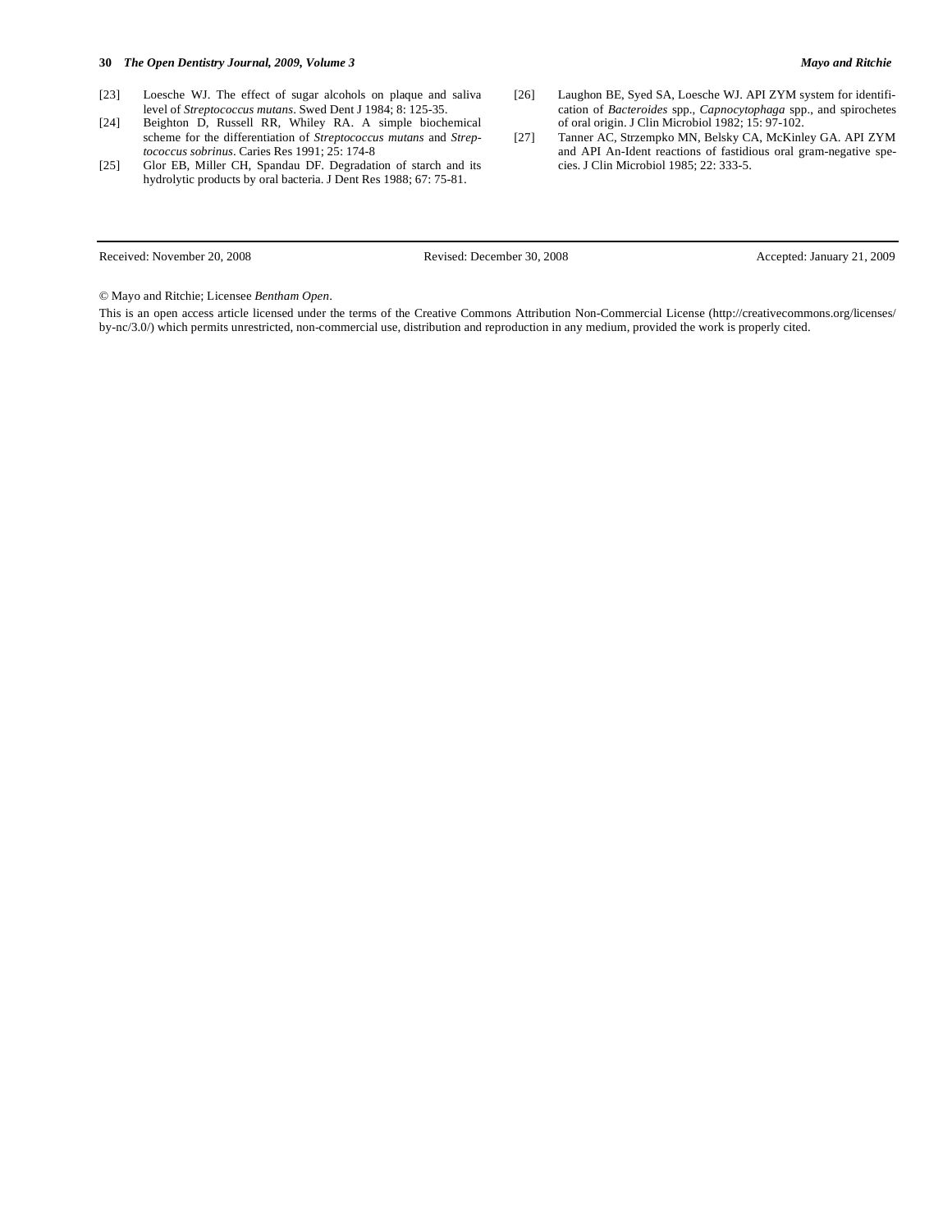[23] Loesche WJ. The effect of sugar alcohols on plaque and saliva level of *Streptococcus mutans*. Swed Dent J 1984; 8: 125-35.

[24] Beighton D, Russell RR, Whiley RA. A simple biochemical scheme for the differentiation of *Streptococcus mutans* and *Streptococcus sobrinus*. Caries Res 1991; 25: 174-8

[25] Glor EB, Miller CH, Spandau DF. Degradation of starch and its hydrolytic products by oral bacteria. J Dent Res 1988; 67: 75-81.

[26] Laughon BE, Syed SA, Loesche WJ. API ZYM system for identification of *Bacteroides* spp., *Capnocytophaga* spp., and spirochetes of oral origin. J Clin Microbiol 1982; 15: 97-102.

[27] Tanner AC, Strzempko MN, Belsky CA, McKinley GA. API ZYM and API An-Ident reactions of fastidious oral gram-negative species. J Clin Microbiol 1985; 22: 333-5.

Received: November 20, 2008 Revised: December 30, 2008 Accepted: January 21, 2009

© Mayo and Ritchie; Licensee *Bentham Open*.

This is an open access article licensed under the terms of the Creative Commons Attribution Non-Commercial License (http://creativecommons.org/licenses/by-nc/3.0/) which permits unrestricted, non-commercial use, distribution and reproduction in any medium, provided the work is properly cited.